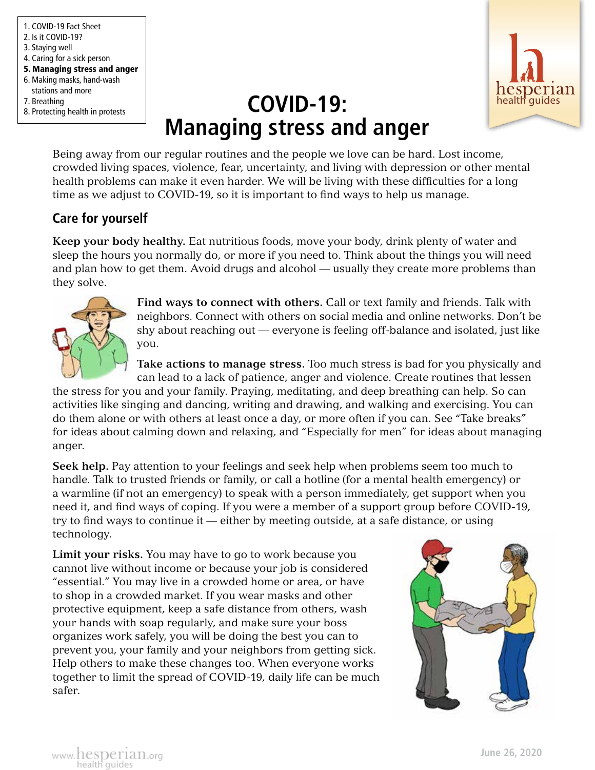1. COVID-19 Fact Sheet
2. Is it COVID-19?
3. Staying well
4. Caring for a sick person
5. **Managing stress and anger**
6. Making masks, hand-wash stations and more
7. Breathing
8. Protecting health in protests

# COVID-19: Managing stress and anger

Being away from our regular routines and the people we love can be hard. Lost income, crowded living spaces, violence, fear, uncertainty, and living with depression or other mental health problems can make it even harder. We will be living with these difficulties for a long time as we adjust to COVID-19, so it is important to find ways to help us manage.

## Care for yourself

**Keep your body healthy.** Eat nutritious foods, move your body, drink plenty of water and sleep the hours you normally do, or more if you need to. Think about the things you will need and plan how to get them. Avoid drugs and alcohol — usually they create more problems than they solve.

**Find ways to connect with others.** Call or text family and friends. Talk with neighbors. Connect with others on social media and online networks. Don't be shy about reaching out — everyone is feeling off-balance and isolated, just like you.

**Take actions to manage stress.** Too much stress is bad for you physically and can lead to a lack of patience, anger and violence. Create routines that lessen the stress for you and your family. Praying, meditating, and deep breathing can help. So can activities like singing and dancing, writing and drawing, and walking and exercising. You can do them alone or with others at least once a day, or more often if you can. See "Take breaks" for ideas about calming down and relaxing, and "Especially for men" for ideas about managing anger.

**Seek help.** Pay attention to your feelings and seek help when problems seem too much to handle. Talk to trusted friends or family, or call a hotline (for a mental health emergency) or a warmline (if not an emergency) to speak with a person immediately, get support when you need it, and find ways of coping. If you were a member of a support group before COVID-19, try to find ways to continue it — either by meeting outside, at a safe distance, or using technology.

**Limit your risks.** You may have to go to work because you cannot live without income or because your job is considered "essential." You may live in a crowded home or area, or have to shop in a crowded market. If you wear masks and other protective equipment, keep a safe distance from others, wash your hands with soap regularly, and make sure your boss organizes work safely, you will be doing the best you can to prevent you, your family and your neighbors from getting sick. Help others to make these changes too. When everyone works together to limit the spread of COVID-19, daily life can be much safer.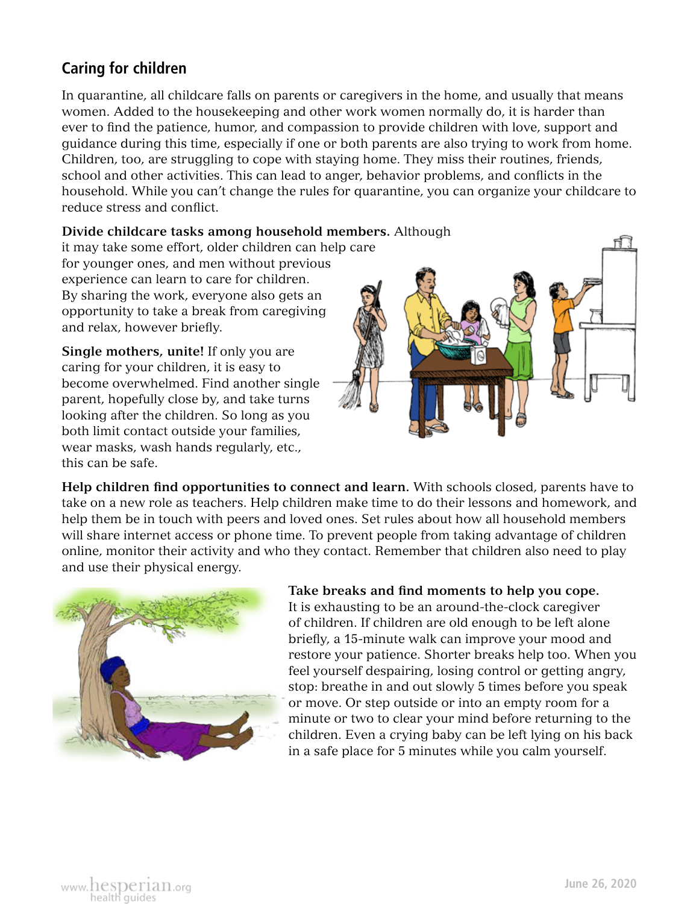## Caring for children

In quarantine, all childcare falls on parents or caregivers in the home, and usually that means women. Added to the housekeeping and other work women normally do, it is harder than ever to find the patience, humor, and compassion to provide children with love, support and guidance during this time, especially if one or both parents are also trying to work from home. Children, too, are struggling to cope with staying home. They miss their routines, friends, school and other activities. This can lead to anger, behavior problems, and conflicts in the household. While you can't change the rules for quarantine, you can organize your childcare to reduce stress and conflict.

**Divide childcare tasks among household members.** Although it may take some effort, older children can help care for younger ones, and men without previous experience can learn to care for children. By sharing the work, everyone also gets an opportunity to take a break from caregiving and relax, however briefly.

**Single mothers, unite!** If only you are caring for your children, it is easy to become overwhelmed. Find another single parent, hopefully close by, and take turns looking after the children. So long as you both limit contact outside your families, wear masks, wash hands regularly, etc., this can be safe.

**Help children find opportunities to connect and learn.** With schools closed, parents have to take on a new role as teachers. Help children make time to do their lessons and homework, and help them be in touch with peers and loved ones. Set rules about how all household members will share internet access or phone time. To prevent people from taking advantage of children online, monitor their activity and who they contact. Remember that children also need to play and use their physical energy.

**Take breaks and find moments to help you cope.** It is exhausting to be an around-the-clock caregiver of children. If children are old enough to be left alone briefly, a 15-minute walk can improve your mood and restore your patience. Shorter breaks help too. When you feel yourself despairing, losing control or getting angry, stop: breathe in and out slowly 5 times before you speak or move. Or step outside or into an empty room for a minute or two to clear your mind before returning to the children. Even a crying baby can be left lying on his back in a safe place for 5 minutes while you calm yourself.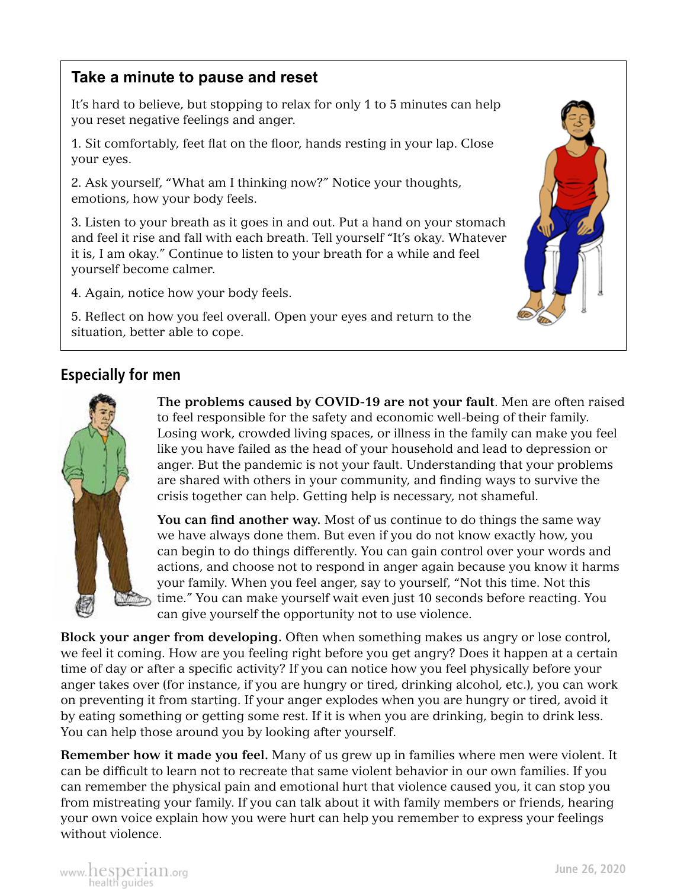## Take a minute to pause and reset

It's hard to believe, but stopping to relax for only 1 to 5 minutes can help you reset negative feelings and anger.

1. Sit comfortably, feet flat on the floor, hands resting in your lap. Close your eyes.

2. Ask yourself, "What am I thinking now?" Notice your thoughts, emotions, how your body feels.

3. Listen to your breath as it goes in and out. Put a hand on your stomach and feel it rise and fall with each breath. Tell yourself "It's okay. Whatever it is, I am okay." Continue to listen to your breath for a while and feel yourself become calmer.

4. Again, notice how your body feels.

5. Reflect on how you feel overall. Open your eyes and return to the situation, better able to cope.

## Especially for men

**The problems caused by COVID-19 are not your fault**. Men are often raised to feel responsible for the safety and economic well-being of their family. Losing work, crowded living spaces, or illness in the family can make you feel like you have failed as the head of your household and lead to depression or anger. But the pandemic is not your fault. Understanding that your problems are shared with others in your community, and finding ways to survive the crisis together can help. Getting help is necessary, not shameful.

**You can find another way.** Most of us continue to do things the same way we have always done them. But even if you do not know exactly how, you can begin to do things differently. You can gain control over your words and actions, and choose not to respond in anger again because you know it harms your family. When you feel anger, say to yourself, "Not this time. Not this time." You can make yourself wait even just 10 seconds before reacting. You can give yourself the opportunity not to use violence.

**Block your anger from developing.** Often when something makes us angry or lose control, we feel it coming. How are you feeling right before you get angry? Does it happen at a certain time of day or after a specific activity? If you can notice how you feel physically before your anger takes over (for instance, if you are hungry or tired, drinking alcohol, etc.), you can work on preventing it from starting. If your anger explodes when you are hungry or tired, avoid it by eating something or getting some rest. If it is when you are drinking, begin to drink less. You can help those around you by looking after yourself.

**Remember how it made you feel.** Many of us grew up in families where men were violent. It can be difficult to learn not to recreate that same violent behavior in our own families. If you can remember the physical pain and emotional hurt that violence caused you, it can stop you from mistreating your family. If you can talk about it with family members or friends, hearing your own voice explain how you were hurt can help you remember to express your feelings without violence.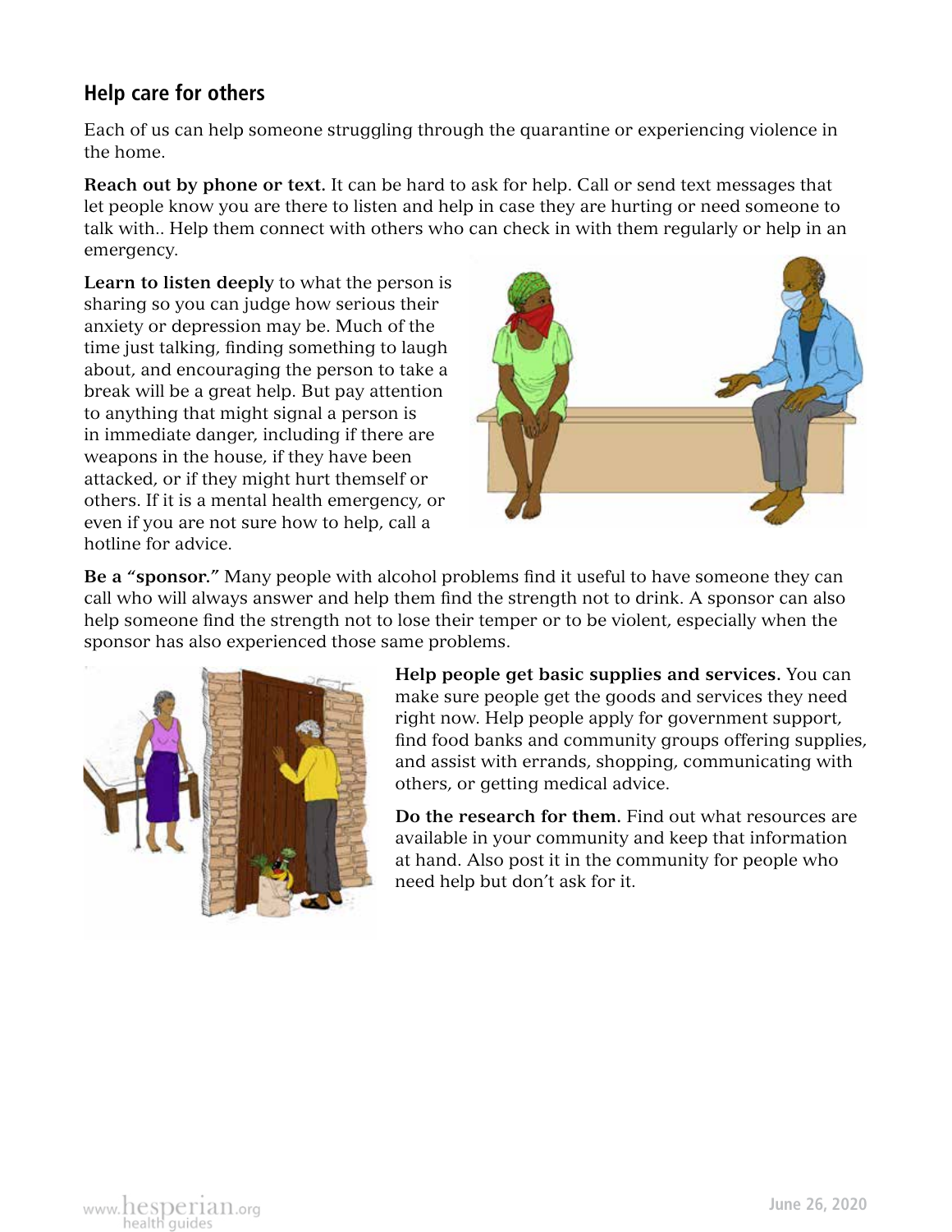## Help care for others

Each of us can help someone struggling through the quarantine or experiencing violence in the home.

**Reach out by phone or text.** It can be hard to ask for help. Call or send text messages that let people know you are there to listen and help in case they are hurting or need someone to talk with.. Help them connect with others who can check in with them regularly or help in an emergency.

**Learn to listen deeply** to what the person is sharing so you can judge how serious their anxiety or depression may be. Much of the time just talking, finding something to laugh about, and encouraging the person to take a break will be a great help. But pay attention to anything that might signal a person is in immediate danger, including if there are weapons in the house, if they have been attacked, or if they might hurt themself or others. If it is a mental health emergency, or even if you are not sure how to help, call a hotline for advice.

**Be a "sponsor."** Many people with alcohol problems find it useful to have someone they can call who will always answer and help them find the strength not to drink. A sponsor can also help someone find the strength not to lose their temper or to be violent, especially when the sponsor has also experienced those same problems.

**Help people get basic supplies and services.** You can make sure people get the goods and services they need right now. Help people apply for government support, find food banks and community groups offering supplies, and assist with errands, shopping, communicating with others, or getting medical advice.

**Do the research for them.** Find out what resources are available in your community and keep that information at hand. Also post it in the community for people who need help but don't ask for it.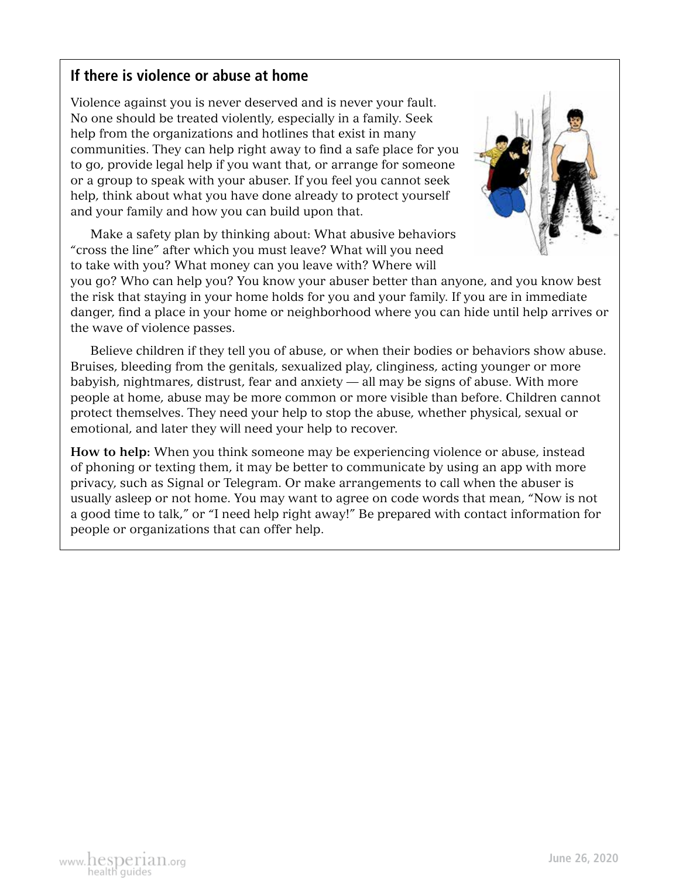## If there is violence or abuse at home

Violence against you is never deserved and is never your fault. No one should be treated violently, especially in a family. Seek help from the organizations and hotlines that exist in many communities. They can help right away to find a safe place for you to go, provide legal help if you want that, or arrange for someone or a group to speak with your abuser. If you feel you cannot seek help, think about what you have done already to protect yourself and your family and how you can build upon that.

Make a safety plan by thinking about: What abusive behaviors "cross the line" after which you must leave? What will you need to take with you? What money can you leave with? Where will you go? Who can help you? You know your abuser better than anyone, and you know best the risk that staying in your home holds for you and your family. If you are in immediate danger, find a place in your home or neighborhood where you can hide until help arrives or the wave of violence passes.

Believe children if they tell you of abuse, or when their bodies or behaviors show abuse. Bruises, bleeding from the genitals, sexualized play, clinginess, acting younger or more babyish, nightmares, distrust, fear and anxiety — all may be signs of abuse. With more people at home, abuse may be more common or more visible than before. Children cannot protect themselves. They need your help to stop the abuse, whether physical, sexual or emotional, and later they will need your help to recover.

**How to help:** When you think someone may be experiencing violence or abuse, instead of phoning or texting them, it may be better to communicate by using an app with more privacy, such as Signal or Telegram. Or make arrangements to call when the abuser is usually asleep or not home. You may want to agree on code words that mean, "Now is not a good time to talk," or "I need help right away!" Be prepared with contact information for people or organizations that can offer help.